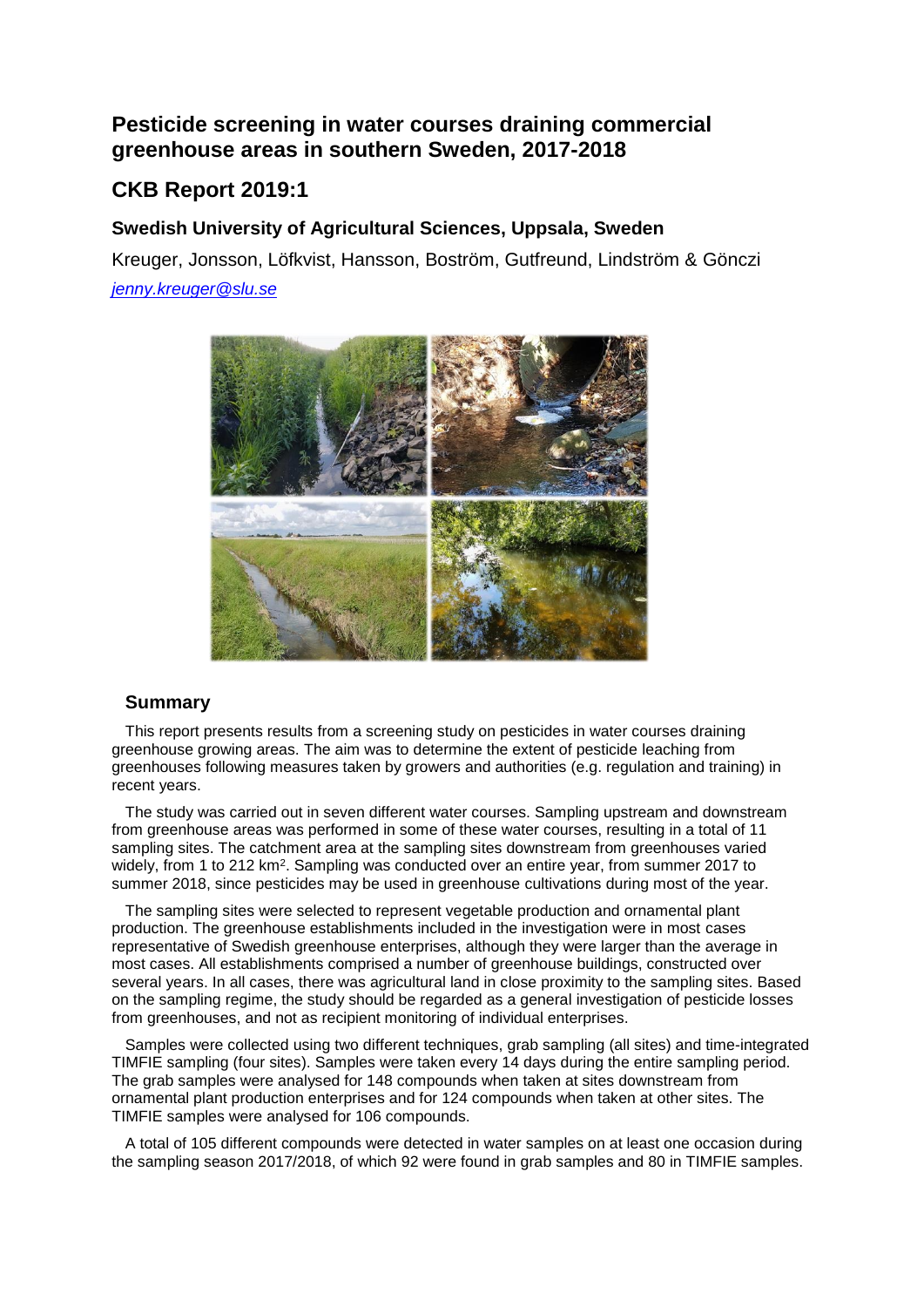# Pesticide screening in water courses draining commercial greenhouse areas in southern Sweden, 2017-2018

## CKB Report 2019:1

### Swedish University of Agricultural Sciences, Uppsala, Sweden

Kreuger, Jonsson, Löfkvist, Hansson, Boström, Gutfreund, Lindström & Gönczi

*jenny.kreuger@slu.se*

### Summary

This report presents results from a screening study on pesticides in water courses draining greenhouse growing areas. The aim was to determine the extent of pesticide leaching from greenhouses following measures taken by growers and authorities (e.g. regulation and training) in recent years.

The study was carried out in seven different water courses. Sampling upstream and downstream from greenhouse areas was performed in some of these water courses, resulting in a total of 11 sampling sites. The catchment area at the sampling sites downstream from greenhouses varied widely, from 1 to 212 km$^2$. Sampling was conducted over an entire year, from summer 2017 to summer 2018, since pesticides may be used in greenhouse cultivations during most of the year.

The sampling sites were selected to represent vegetable production and ornamental plant production. The greenhouse establishments included in the investigation were in most cases representative of Swedish greenhouse enterprises, although they were larger than the average in most cases. All establishments comprised a number of greenhouse buildings, constructed over several years. In all cases, there was agricultural land in close proximity to the sampling sites. Based on the sampling regime, the study should be regarded as a general investigation of pesticide losses from greenhouses, and not as recipient monitoring of individual enterprises.

Samples were collected using two different techniques, grab sampling (all sites) and time-integrated TIMFIE sampling (four sites). Samples were taken every 14 days during the entire sampling period. The grab samples were analysed for 148 compounds when taken at sites downstream from ornamental plant production enterprises and for 124 compounds when taken at other sites. The TIMFIE samples were analysed for 106 compounds.

A total of 105 different compounds were detected in water samples on at least one occasion during the sampling season 2017/2018, of which 92 were found in grab samples and 80 in TIMFIE samples.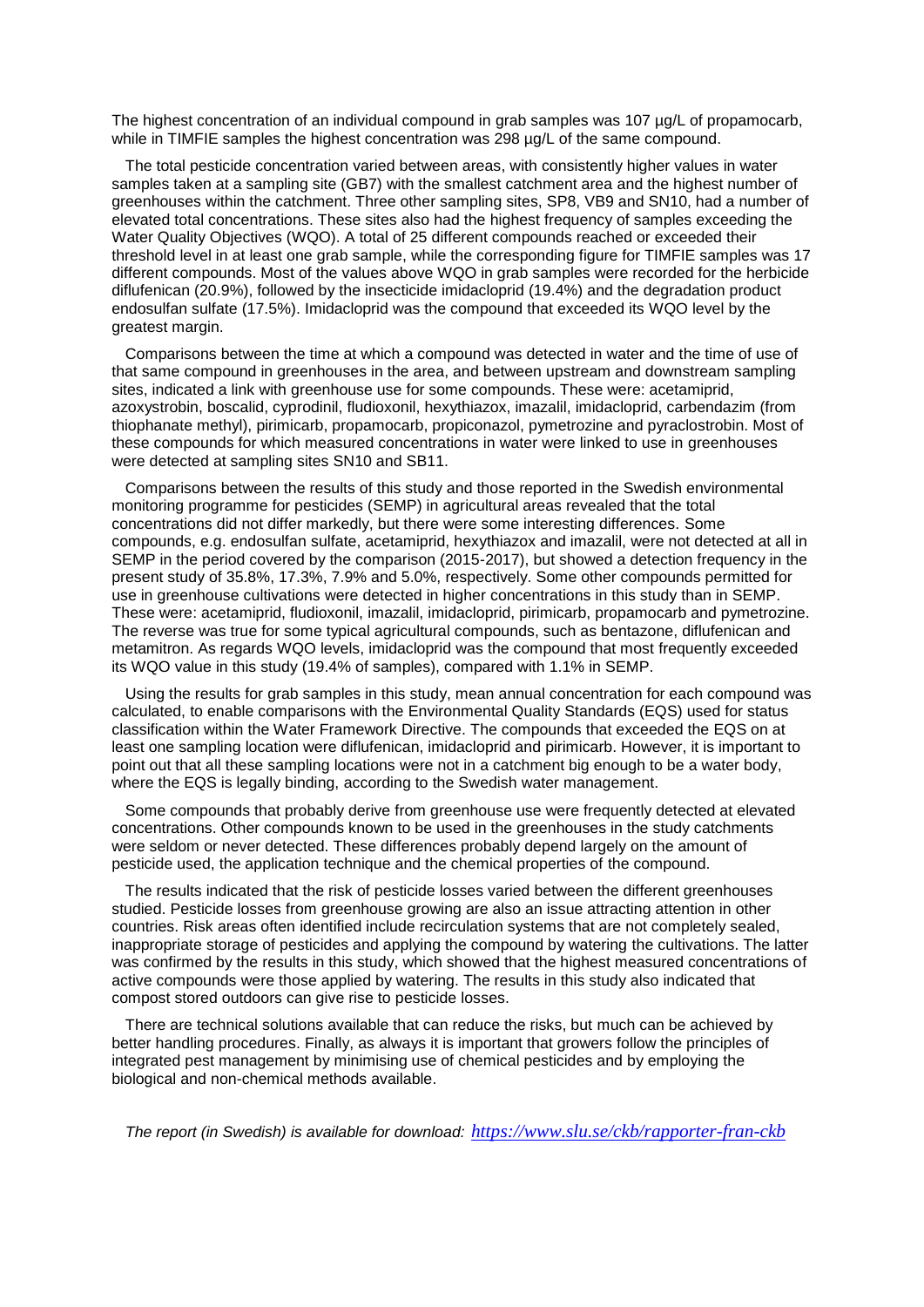The highest concentration of an individual compound in grab samples was 107 µg/L of propamocarb, while in TIMFIE samples the highest concentration was 298 µg/L of the same compound.

The total pesticide concentration varied between areas, with consistently higher values in water samples taken at a sampling site (GB7) with the smallest catchment area and the highest number of greenhouses within the catchment. Three other sampling sites, SP8, VB9 and SN10, had a number of elevated total concentrations. These sites also had the highest frequency of samples exceeding the Water Quality Objectives (WQO). A total of 25 different compounds reached or exceeded their threshold level in at least one grab sample, while the corresponding figure for TIMFIE samples was 17 different compounds. Most of the values above WQO in grab samples were recorded for the herbicide diflufenican (20.9%), followed by the insecticide imidacloprid (19.4%) and the degradation product endosulfan sulfate (17.5%). Imidacloprid was the compound that exceeded its WQO level by the greatest margin.

Comparisons between the time at which a compound was detected in water and the time of use of that same compound in greenhouses in the area, and between upstream and downstream sampling sites, indicated a link with greenhouse use for some compounds. These were: acetamiprid, azoxystrobin, boscalid, cyprodinil, fludioxonil, hexythiazox, imazalil, imidacloprid, carbendazim (from thiophanate methyl), pirimicarb, propamocarb, propiconazol, pymetrozine and pyraclostrobin. Most of these compounds for which measured concentrations in water were linked to use in greenhouses were detected at sampling sites SN10 and SB11.

Comparisons between the results of this study and those reported in the Swedish environmental monitoring programme for pesticides (SEMP) in agricultural areas revealed that the total concentrations did not differ markedly, but there were some interesting differences. Some compounds, e.g. endosulfan sulfate, acetamiprid, hexythiazox and imazalil, were not detected at all in SEMP in the period covered by the comparison (2015-2017), but showed a detection frequency in the present study of 35.8%, 17.3%, 7.9% and 5.0%, respectively. Some other compounds permitted for use in greenhouse cultivations were detected in higher concentrations in this study than in SEMP. These were: acetamiprid, fludioxonil, imazalil, imidacloprid, pirimicarb, propamocarb and pymetrozine. The reverse was true for some typical agricultural compounds, such as bentazone, diflufenican and metamitron. As regards WQO levels, imidacloprid was the compound that most frequently exceeded its WQO value in this study (19.4% of samples), compared with 1.1% in SEMP.

Using the results for grab samples in this study, mean annual concentration for each compound was calculated, to enable comparisons with the Environmental Quality Standards (EQS) used for status classification within the Water Framework Directive. The compounds that exceeded the EQS on at least one sampling location were diflufenican, imidacloprid and pirimicarb. However, it is important to point out that all these sampling locations were not in a catchment big enough to be a water body, where the EQS is legally binding, according to the Swedish water management.

Some compounds that probably derive from greenhouse use were frequently detected at elevated concentrations. Other compounds known to be used in the greenhouses in the study catchments were seldom or never detected. These differences probably depend largely on the amount of pesticide used, the application technique and the chemical properties of the compound.

The results indicated that the risk of pesticide losses varied between the different greenhouses studied. Pesticide losses from greenhouse growing are also an issue attracting attention in other countries. Risk areas often identified include recirculation systems that are not completely sealed, inappropriate storage of pesticides and applying the compound by watering the cultivations. The latter was confirmed by the results in this study, which showed that the highest measured concentrations of active compounds were those applied by watering. The results in this study also indicated that compost stored outdoors can give rise to pesticide losses.

There are technical solutions available that can reduce the risks, but much can be achieved by better handling procedures. Finally, as always it is important that growers follow the principles of integrated pest management by minimising use of chemical pesticides and by employing the biological and non-chemical methods available.

*The report (in Swedish) is available for download: https://www.slu.se/ckb/rapporter-fran-ckb*